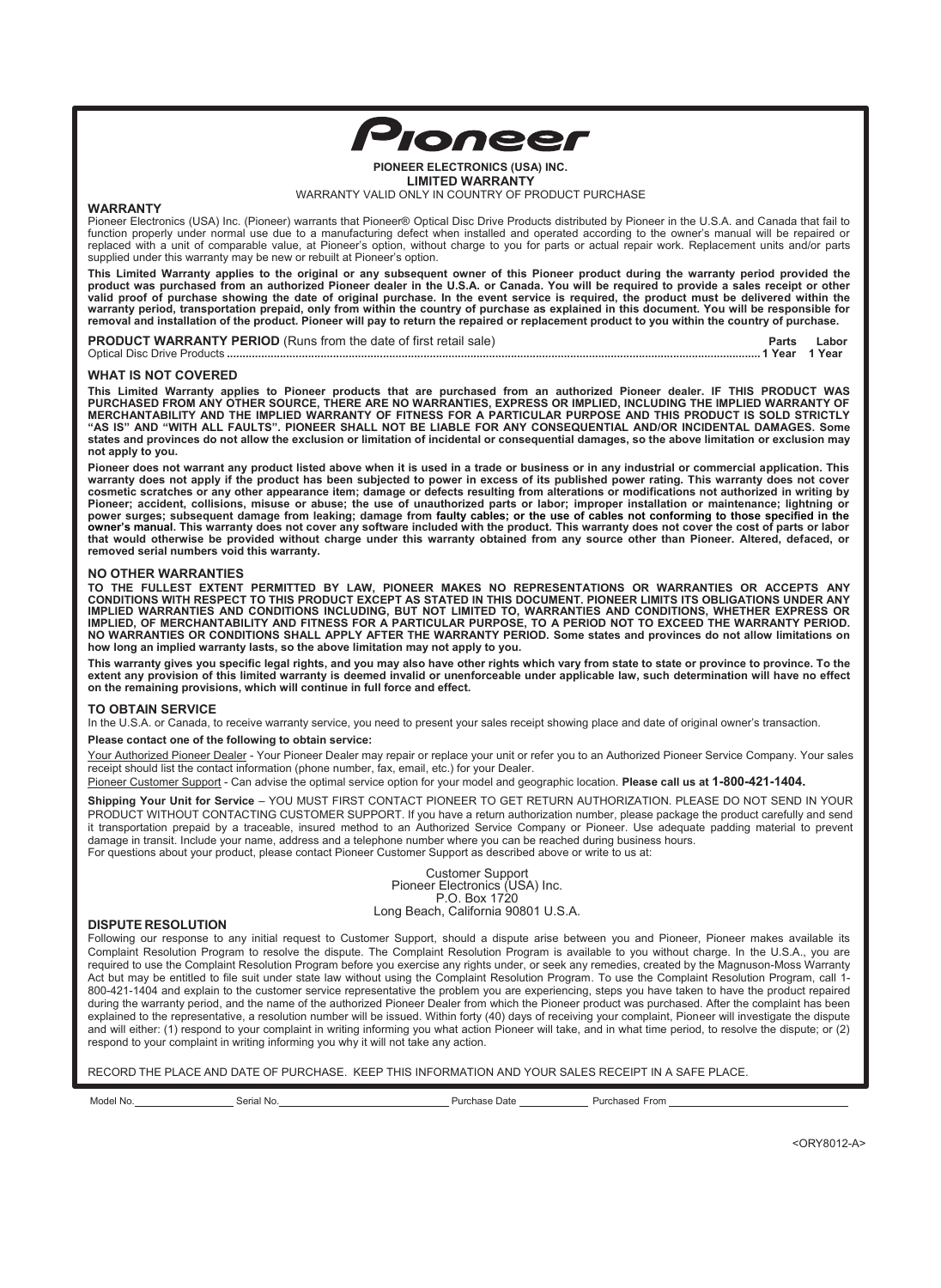# Pioneer

**PIONEER ELECTRONICS (USA) INC.**
**LIMITED WARRANTY**
WARRANTY VALID ONLY IN COUNTRY OF PRODUCT PURCHASE

## WARRANTY

Pioneer Electronics (USA) Inc. (Pioneer) warrants that Pioneer® Optical Disc Drive Products distributed by Pioneer in the U.S.A. and Canada that fail to function properly under normal use due to a manufacturing defect when installed and operated according to the owner's manual will be repaired or replaced with a unit of comparable value, at Pioneer's option, without charge to you for parts or actual repair work. Replacement units and/or parts supplied under this warranty may be new or rebuilt at Pioneer's option.

**This Limited Warranty applies to the original or any subsequent owner of this Pioneer product during the warranty period provided the product was purchased from an authorized Pioneer dealer in the U.S.A. or Canada. You will be required to provide a sales receipt or other valid proof of purchase showing the date of original purchase. In the event service is required, the product must be delivered within the warranty period, transportation prepaid, only from within the country of purchase as explained in this document. You will be responsible for removal and installation of the product. Pioneer will pay to return the repaired or replacement product to you within the country of purchase.**

| **PRODUCT WARRANTY PERIOD** (Runs from the date of first retail sale) | **Parts** | **Labor** |
|---|---|---|
| Optical Disc Drive Products | **1 Year** | **1 Year** |

## WHAT IS NOT COVERED

**This Limited Warranty applies to Pioneer products that are purchased from an authorized Pioneer dealer. IF THIS PRODUCT WAS PURCHASED FROM ANY OTHER SOURCE, THERE ARE NO WARRANTIES, EXPRESS OR IMPLIED, INCLUDING THE IMPLIED WARRANTY OF MERCHANTABILITY AND THE IMPLIED WARRANTY OF FITNESS FOR A PARTICULAR PURPOSE AND THIS PRODUCT IS SOLD STRICTLY "AS IS" AND "WITH ALL FAULTS". PIONEER SHALL NOT BE LIABLE FOR ANY CONSEQUENTIAL AND/OR INCIDENTAL DAMAGES. Some states and provinces do not allow the exclusion or limitation of incidental or consequential damages, so the above limitation or exclusion may not apply to you.**

**Pioneer does not warrant any product listed above when it is used in a trade or business or in any industrial or commercial application. This warranty does not apply if the product has been subjected to power in excess of its published power rating. This warranty does not cover cosmetic scratches or any other appearance item; damage or defects resulting from alterations or modifications not authorized in writing by Pioneer; accident, collisions, misuse or abuse; the use of unauthorized parts or labor; improper installation or maintenance; lightning or power surges; subsequent damage from leaking; damage from faulty cables; or the use of cables not conforming to those specified in the owner's manual. This warranty does not cover any software included with the product. This warranty does not cover the cost of parts or labor that would otherwise be provided without charge under this warranty obtained from any source other than Pioneer. Altered, defaced, or removed serial numbers void this warranty.**

## NO OTHER WARRANTIES

**TO THE FULLEST EXTENT PERMITTED BY LAW, PIONEER MAKES NO REPRESENTATIONS OR WARRANTIES OR ACCEPTS ANY CONDITIONS WITH RESPECT TO THIS PRODUCT EXCEPT AS STATED IN THIS DOCUMENT. PIONEER LIMITS ITS OBLIGATIONS UNDER ANY IMPLIED WARRANTIES AND CONDITIONS INCLUDING, BUT NOT LIMITED TO, WARRANTIES AND CONDITIONS, WHETHER EXPRESS OR IMPLIED, OF MERCHANTABILITY AND FITNESS FOR A PARTICULAR PURPOSE, TO A PERIOD NOT TO EXCEED THE WARRANTY PERIOD. NO WARRANTIES OR CONDITIONS SHALL APPLY AFTER THE WARRANTY PERIOD. Some states and provinces do not allow limitations on how long an implied warranty lasts, so the above limitation may not apply to you.**

**This warranty gives you specific legal rights, and you may also have other rights which vary from state to state or province to province. To the extent any provision of this limited warranty is deemed invalid or unenforceable under applicable law, such determination will have no effect on the remaining provisions, which will continue in full force and effect.**

## TO OBTAIN SERVICE

In the U.S.A. or Canada, to receive warranty service, you need to present your sales receipt showing place and date of original owner's transaction.

**Please contact one of the following to obtain service:**

Your Authorized Pioneer Dealer - Your Pioneer Dealer may repair or replace your unit or refer you to an Authorized Pioneer Service Company. Your sales receipt should list the contact information (phone number, fax, email, etc.) for your Dealer.

Pioneer Customer Support - Can advise the optimal service option for your model and geographic location. **Please call us at 1-800-421-1404.**

**Shipping Your Unit for Service** – YOU MUST FIRST CONTACT PIONEER TO GET RETURN AUTHORIZATION. PLEASE DO NOT SEND IN YOUR PRODUCT WITHOUT CONTACTING CUSTOMER SUPPORT. If you have a return authorization number, please package the product carefully and send it transportation prepaid by a traceable, insured method to an Authorized Service Company or Pioneer. Use adequate padding material to prevent damage in transit. Include your name, address and a telephone number where you can be reached during business hours.
For questions about your product, please contact Pioneer Customer Support as described above or write to us at:

Customer Support
Pioneer Electronics (USA) Inc.
P.O. Box 1720
Long Beach, California 90801 U.S.A.

## DISPUTE RESOLUTION

Following our response to any initial request to Customer Support, should a dispute arise between you and Pioneer, Pioneer makes available its Complaint Resolution Program to resolve the dispute. The Complaint Resolution Program is available to you without charge. In the U.S.A., you are required to use the Complaint Resolution Program before you exercise any rights under, or seek any remedies, created by the Magnuson-Moss Warranty Act but may be entitled to file suit under state law without using the Complaint Resolution Program. To use the Complaint Resolution Program, call 1-800-421-1404 and explain to the customer service representative the problem you are experiencing, steps you have taken to have the product repaired during the warranty period, and the name of the authorized Pioneer Dealer from which the Pioneer product was purchased. After the complaint has been explained to the representative, a resolution number will be issued. Within forty (40) days of receiving your complaint, Pioneer will investigate the dispute and will either: (1) respond to your complaint in writing informing you what action Pioneer will take, and in what time period, to resolve the dispute; or (2) respond to your complaint in writing informing you why it will not take any action.

RECORD THE PLACE AND DATE OF PURCHASE. KEEP THIS INFORMATION AND YOUR SALES RECEIPT IN A SAFE PLACE.

Model No.\_\_\_\_\_\_\_\_\_\_ Serial No.\_\_\_\_\_\_\_\_\_\_ Purchase Date \_\_\_\_\_\_\_\_\_\_ Purchased From \_\_\_\_\_\_\_\_\_\_

<ORY8012-A>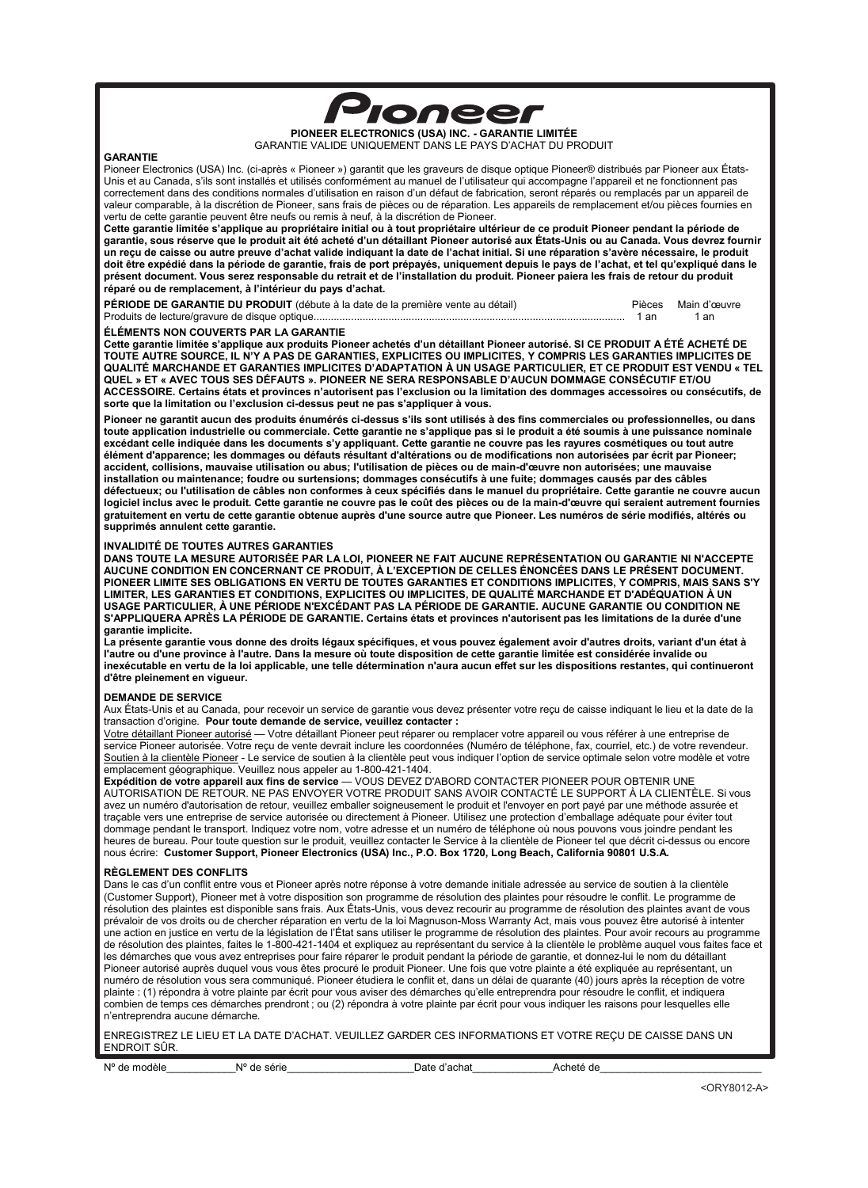# Pioneer

**PIONEER ELECTRONICS (USA) INC. - GARANTIE LIMITÉE**
GARANTIE VALIDE UNIQUEMENT DANS LE PAYS D'ACHAT DU PRODUIT

**GARANTIE**

Pioneer Electronics (USA) Inc. (ci-après « Pioneer ») garantit que les graveurs de disque optique Pioneer® distribués par Pioneer aux États-Unis et au Canada, s'ils sont installés et utilisés conformément au manuel de l'utilisateur qui accompagne l'appareil et ne fonctionnent pas correctement dans des conditions normales d'utilisation en raison d'un défaut de fabrication, seront réparés ou remplacés par un appareil de valeur comparable, à la discrétion de Pioneer, sans frais de pièces ou de réparation. Les appareils de remplacement et/ou pièces fournies en vertu de cette garantie peuvent être neufs ou remis à neuf, à la discrétion de Pioneer.

**Cette garantie limitée s'applique au propriétaire initial ou à tout propriétaire ultérieur de ce produit Pioneer pendant la période de garantie, sous réserve que le produit ait été acheté d'un détaillant Pioneer autorisé aux États-Unis ou au Canada. Vous devrez fournir un reçu de caisse ou autre preuve d'achat valide indiquant la date de l'achat initial. Si une réparation s'avère nécessaire, le produit doit être expédié dans la période de garantie, frais de port prépayés, uniquement depuis le pays de l'achat, et tel qu'expliqué dans le présent document. Vous serez responsable du retrait et de l'installation du produit. Pioneer paiera les frais de retour du produit réparé ou de remplacement, à l'intérieur du pays d'achat.**

| **PÉRIODE DE GARANTIE DU PRODUIT** (débute à la date de la première vente au détail) | Pièces | Main d'œuvre |
| --- | --- | --- |
| Produits de lecture/gravure de disque optique........................................................................................................ | 1 an | 1 an |

**ÉLÉMENTS NON COUVERTS PAR LA GARANTIE**

**Cette garantie limitée s'applique aux produits Pioneer achetés d'un détaillant Pioneer autorisé. SI CE PRODUIT A ÉTÉ ACHETÉ DE TOUTE AUTRE SOURCE, IL N'Y A PAS DE GARANTIES, EXPLICITES OU IMPLICITES, Y COMPRIS LES GARANTIES IMPLICITES DE QUALITÉ MARCHANDE ET GARANTIES IMPLICITES D'ADAPTATION À UN USAGE PARTICULIER, ET CE PRODUIT EST VENDU « TEL QUEL » ET « AVEC TOUS SES DÉFAUTS ». PIONEER NE SERA RESPONSABLE D'AUCUN DOMMAGE CONSÉCUTIF ET/OU ACCESSOIRE. Certains états et provinces n'autorisent pas l'exclusion ou la limitation des dommages accessoires ou consécutifs, de sorte que la limitation ou l'exclusion ci-dessus peut ne pas s'appliquer à vous.**

**Pioneer ne garantit aucun des produits énumérés ci-dessus s'ils sont utilisés à des fins commerciales ou professionnelles, ou dans toute application industrielle ou commerciale. Cette garantie ne s'applique pas si le produit a été soumis à une puissance nominale excédant celle indiquée dans les documents s'y appliquant. Cette garantie ne couvre pas les rayures cosmétiques ou tout autre élément d'apparence; les dommages ou défauts résultant d'altérations ou de modifications non autorisées par écrit par Pioneer; accident, collisions, mauvaise utilisation ou abus; l'utilisation de pièces ou de main-d'œuvre non autorisées; une mauvaise installation ou maintenance; foudre ou surtensions; dommages consécutifs à une fuite; dommages causés par des câbles défectueux; ou l'utilisation de câbles non conformes à ceux spécifiés dans le manuel du propriétaire. Cette garantie ne couvre aucun logiciel inclus avec le produit. Cette garantie ne couvre pas le coût des pièces ou de la main-d'œuvre qui seraient autrement fournies gratuitement en vertu de cette garantie obtenue auprès d'une source autre que Pioneer. Les numéros de série modifiés, altérés ou supprimés annulent cette garantie.**

**INVALIDITÉ DE TOUTES AUTRES GARANTIES**

**DANS TOUTE LA MESURE AUTORISÉE PAR LA LOI, PIONEER NE FAIT AUCUNE REPRÉSENTATION OU GARANTIE NI N'ACCEPTE AUCUNE CONDITION EN CONCERNANT CE PRODUIT, À L'EXCEPTION DE CELLES ÉNONCÉES DANS LE PRÉSENT DOCUMENT. PIONEER LIMITE SES OBLIGATIONS EN VERTU DE TOUTES GARANTIES ET CONDITIONS IMPLICITES, Y COMPRIS, MAIS SANS S'Y LIMITER, LES GARANTIES ET CONDITIONS, EXPLICITES OU IMPLICITES, DE QUALITÉ MARCHANDE ET D'ADÉQUATION À UN USAGE PARTICULIER, À UNE PÉRIODE N'EXCÉDANT PAS LA PÉRIODE DE GARANTIE. AUCUNE GARANTIE OU CONDITION NE S'APPLIQUERA APRÈS LA PÉRIODE DE GARANTIE. Certains états et provinces n'autorisent pas les limitations de la durée d'une garantie implicite.**

**La présente garantie vous donne des droits légaux spécifiques, et vous pouvez également avoir d'autres droits, variant d'un état à l'autre ou d'une province à l'autre. Dans la mesure où toute disposition de cette garantie limitée est considérée invalide ou inexécutable en vertu de la loi applicable, une telle détermination n'aura aucun effet sur les dispositions restantes, qui continueront d'être pleinement en vigueur.**

**DEMANDE DE SERVICE**

Aux États-Unis et au Canada, pour recevoir un service de garantie vous devez présenter votre reçu de caisse indiquant le lieu et la date de la transaction d'origine. **Pour toute demande de service, veuillez contacter :**

Votre détaillant Pioneer autorisé — Votre détaillant Pioneer peut réparer ou remplacer votre appareil ou vous référer à une entreprise de service Pioneer autorisée. Votre reçu de vente devrait inclure les coordonnées (Numéro de téléphone, fax, courriel, etc.) de votre revendeur.
Soutien à la clientèle Pioneer - Le service de soutien à la clientèle peut vous indiquer l'option de service optimale selon votre modèle et votre emplacement géographique. Veuillez nous appeler au 1-800-421-1404.

**Expédition de votre appareil aux fins de service** — VOUS DEVEZ D'ABORD CONTACTER PIONEER POUR OBTENIR UNE AUTORISATION DE RETOUR. NE PAS ENVOYER VOTRE PRODUIT SANS AVOIR CONTACTÉ LE SUPPORT À LA CLIENTÈLE. Si vous avez un numéro d'autorisation de retour, veuillez emballer soigneusement le produit et l'envoyer en port payé par une méthode assurée et traçable vers une entreprise de service autorisée ou directement à Pioneer. Utilisez une protection d'emballage adéquate pour éviter tout dommage pendant le transport. Indiquez votre nom, votre adresse et un numéro de téléphone où nous pouvons vous joindre pendant les heures de bureau. Pour toute question sur le produit, veuillez contacter le Service à la clientèle de Pioneer tel que décrit ci-dessus ou encore nous écrire: **Customer Support, Pioneer Electronics (USA) Inc., P.O. Box 1720, Long Beach, California 90801 U.S.A.**

**RÈGLEMENT DES CONFLITS**

Dans le cas d'un conflit entre vous et Pioneer après notre réponse à votre demande initiale adressée au service de soutien à la clientèle (Customer Support), Pioneer met à votre disposition son programme de résolution des plaintes pour résoudre le conflit. Le programme de résolution des plaintes est disponible sans frais. Aux États-Unis, vous devez recourir au programme de résolution des plaintes avant de vous prévaloir de vos droits ou de chercher réparation en vertu de la loi Magnuson-Moss Warranty Act, mais vous pouvez être autorisé à intenter une action en justice en vertu de la législation de l'État sans utiliser le programme de résolution des plaintes. Pour avoir recours au programme de résolution des plaintes, faites le 1-800-421-1404 et expliquez au représentant du service à la clientèle le problème auquel vous faites face et les démarches que vous avez entreprises pour faire réparer le produit pendant la période de garantie, et donnez-lui le nom du détaillant Pioneer autorisé auprès duquel vous vous êtes procuré le produit Pioneer. Une fois que votre plainte a été expliquée au représentant, un numéro de résolution vous sera communiqué. Pioneer étudiera le conflit et, dans un délai de quarante (40) jours après la réception de votre plainte : (1) répondra à votre plainte par écrit pour vous aviser des démarches qu'elle entreprendra pour résoudre le conflit, et indiquera combien de temps ces démarches prendront ; ou (2) répondra à votre plainte par écrit pour vous indiquer les raisons pour lesquelles elle n'entreprendra aucune démarche.

ENREGISTREZ LE LIEU ET LA DATE D'ACHAT. VEUILLEZ GARDER CES INFORMATIONS ET VOTRE REÇU DE CAISSE DANS UN ENDROIT SÛR.

Nº de modèle____________ Nº de série______________________ Date d'achat______________ Acheté de____________________________

<ORY8012-A>